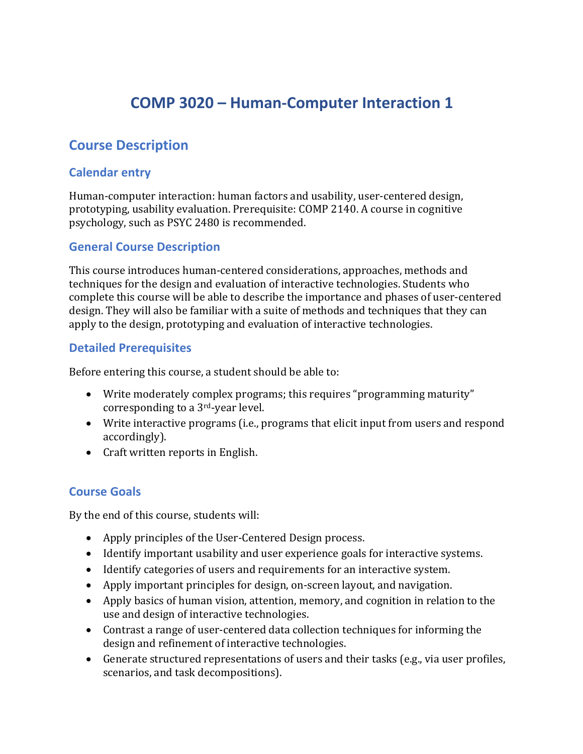# COMP 3020 – Human-Computer Interaction 1

## Course Description

### Calendar entry

Human-computer interaction: human factors and usability, user-centered design, prototyping, usability evaluation. Prerequisite: COMP 2140. A course in cognitive psychology, such as PSYC 2480 is recommended.

### General Course Description

This course introduces human-centered considerations, approaches, methods and techniques for the design and evaluation of interactive technologies. Students who complete this course will be able to describe the importance and phases of user-centered design. They will also be familiar with a suite of methods and techniques that they can apply to the design, prototyping and evaluation of interactive technologies.

### Detailed Prerequisites

Before entering this course, a student should be able to:

- Write moderately complex programs; this requires "programming maturity" corresponding to a 3rd-year level.
- Write interactive programs (i.e., programs that elicit input from users and respond accordingly).
- Craft written reports in English.

### Course Goals

By the end of this course, students will:

- Apply principles of the User-Centered Design process.
- Identify important usability and user experience goals for interactive systems.
- Identify categories of users and requirements for an interactive system.
- Apply important principles for design, on-screen layout, and navigation.
- Apply basics of human vision, attention, memory, and cognition in relation to the use and design of interactive technologies.
- Contrast a range of user-centered data collection techniques for informing the design and refinement of interactive technologies.
- Generate structured representations of users and their tasks (e.g., via user profiles, scenarios, and task decompositions).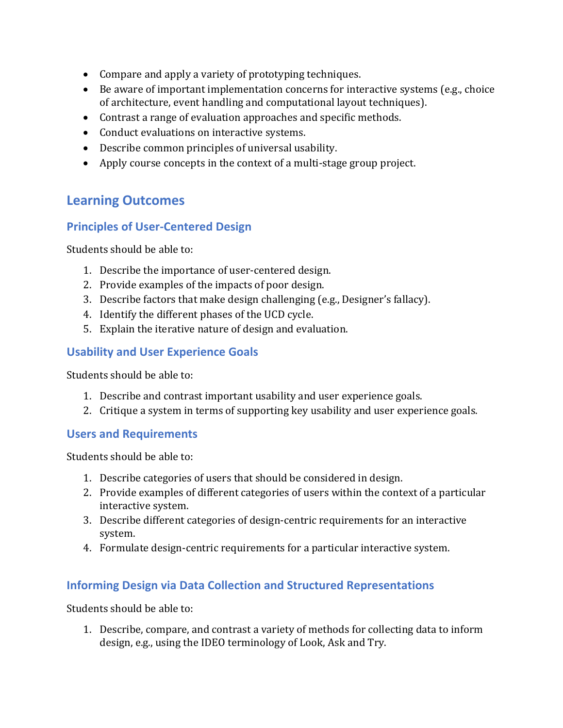- Compare and apply a variety of prototyping techniques.
- Be aware of important implementation concerns for interactive systems (e.g., choice of architecture, event handling and computational layout techniques).
- Contrast a range of evaluation approaches and specific methods.
- Conduct evaluations on interactive systems.
- Describe common principles of universal usability.
- Apply course concepts in the context of a multi-stage group project.

## Learning Outcomes

### Principles of User-Centered Design

Students should be able to:

1. Describe the importance of user-centered design.
2. Provide examples of the impacts of poor design.
3. Describe factors that make design challenging (e.g., Designer's fallacy).
4. Identify the different phases of the UCD cycle.
5. Explain the iterative nature of design and evaluation.

### Usability and User Experience Goals

Students should be able to:

1. Describe and contrast important usability and user experience goals.
2. Critique a system in terms of supporting key usability and user experience goals.

### Users and Requirements

Students should be able to:

1. Describe categories of users that should be considered in design.
2. Provide examples of different categories of users within the context of a particular interactive system.
3. Describe different categories of design-centric requirements for an interactive system.
4. Formulate design-centric requirements for a particular interactive system.

### Informing Design via Data Collection and Structured Representations

Students should be able to:

1. Describe, compare, and contrast a variety of methods for collecting data to inform design, e.g., using the IDEO terminology of Look, Ask and Try.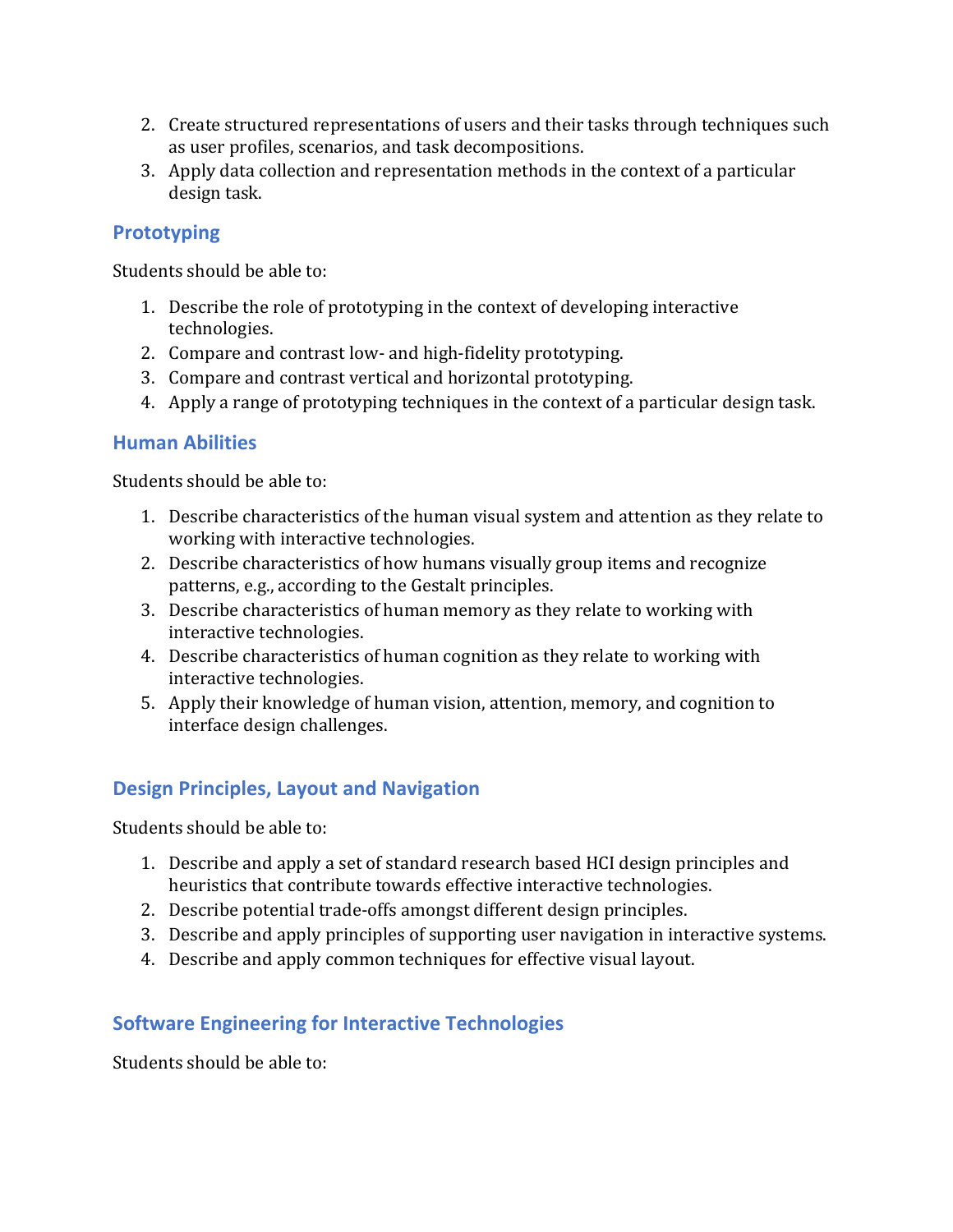2. Create structured representations of users and their tasks through techniques such as user profiles, scenarios, and task decompositions.
3. Apply data collection and representation methods in the context of a particular design task.

### Prototyping

Students should be able to:

1. Describe the role of prototyping in the context of developing interactive technologies.
2. Compare and contrast low- and high-fidelity prototyping.
3. Compare and contrast vertical and horizontal prototyping.
4. Apply a range of prototyping techniques in the context of a particular design task.

### Human Abilities

Students should be able to:

1. Describe characteristics of the human visual system and attention as they relate to working with interactive technologies.
2. Describe characteristics of how humans visually group items and recognize patterns, e.g., according to the Gestalt principles.
3. Describe characteristics of human memory as they relate to working with interactive technologies.
4. Describe characteristics of human cognition as they relate to working with interactive technologies.
5. Apply their knowledge of human vision, attention, memory, and cognition to interface design challenges.

### Design Principles, Layout and Navigation

Students should be able to:

1. Describe and apply a set of standard research based HCI design principles and heuristics that contribute towards effective interactive technologies.
2. Describe potential trade-offs amongst different design principles.
3. Describe and apply principles of supporting user navigation in interactive systems.
4. Describe and apply common techniques for effective visual layout.

### Software Engineering for Interactive Technologies

Students should be able to: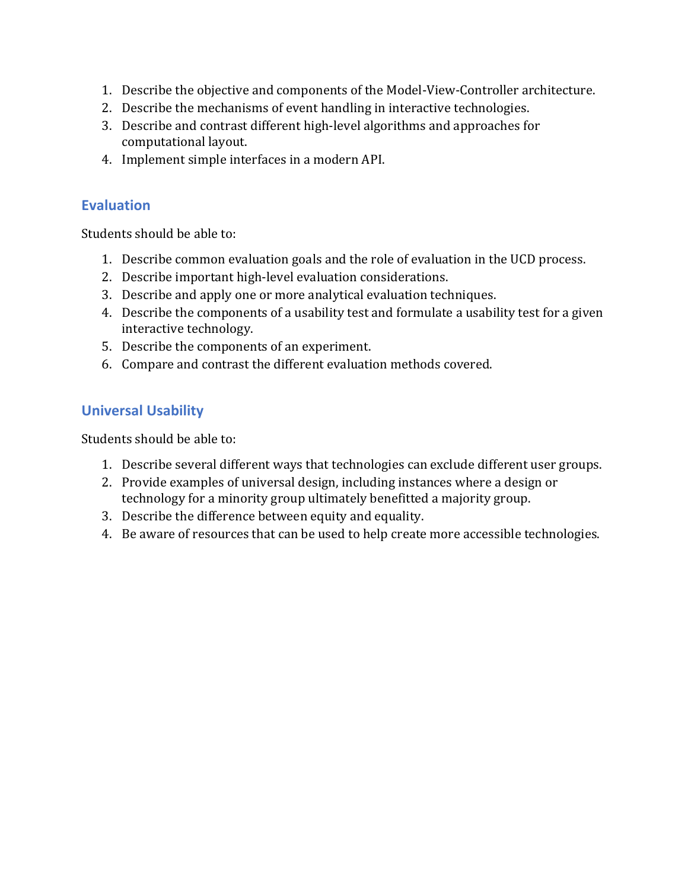1. Describe the objective and components of the Model-View-Controller architecture.
2. Describe the mechanisms of event handling in interactive technologies.
3. Describe and contrast different high-level algorithms and approaches for computational layout.
4. Implement simple interfaces in a modern API.

### Evaluation

Students should be able to:

1. Describe common evaluation goals and the role of evaluation in the UCD process.
2. Describe important high-level evaluation considerations.
3. Describe and apply one or more analytical evaluation techniques.
4. Describe the components of a usability test and formulate a usability test for a given interactive technology.
5. Describe the components of an experiment.
6. Compare and contrast the different evaluation methods covered.

### Universal Usability

Students should be able to:

1. Describe several different ways that technologies can exclude different user groups.
2. Provide examples of universal design, including instances where a design or technology for a minority group ultimately benefitted a majority group.
3. Describe the difference between equity and equality.
4. Be aware of resources that can be used to help create more accessible technologies.